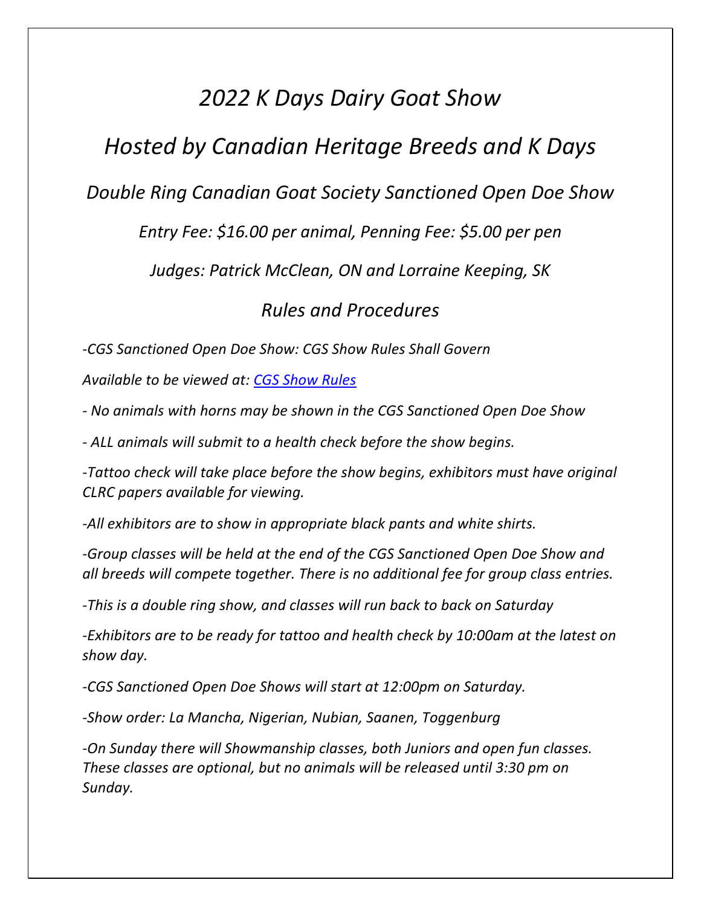# *2022 K Days Dairy Goat Show*

## *Hosted by Canadian Heritage Breeds and K Days*

### *Double Ring Canadian Goat Society Sanctioned Open Doe Show*

*Entry Fee: $16.00 per animal, Penning Fee: $5.00 per pen*

*Judges: Patrick McClean, ON and Lorraine Keeping, SK*

### *Rules and Procedures*

*-CGS Sanctioned Open Doe Show: CGS Show Rules Shall Govern*

*Available to be viewed at: [CGS Show Rules]*

*- No animals with horns may be shown in the CGS Sanctioned Open Doe Show*

*- ALL animals will submit to a health check before the show begins.*

*-Tattoo check will take place before the show begins, exhibitors must have original CLRC papers available for viewing.*

*-All exhibitors are to show in appropriate black pants and white shirts.*

*-Group classes will be held at the end of the CGS Sanctioned Open Doe Show and all breeds will compete together. There is no additional fee for group class entries.*

*-This is a double ring show, and classes will run back to back on Saturday*

*-Exhibitors are to be ready for tattoo and health check by 10:00am at the latest on show day.*

*-CGS Sanctioned Open Doe Shows will start at 12:00pm on Saturday.*

*-Show order: La Mancha, Nigerian, Nubian, Saanen, Toggenburg*

*-On Sunday there will Showmanship classes, both Juniors and open fun classes. These classes are optional, but no animals will be released until 3:30 pm on Sunday.*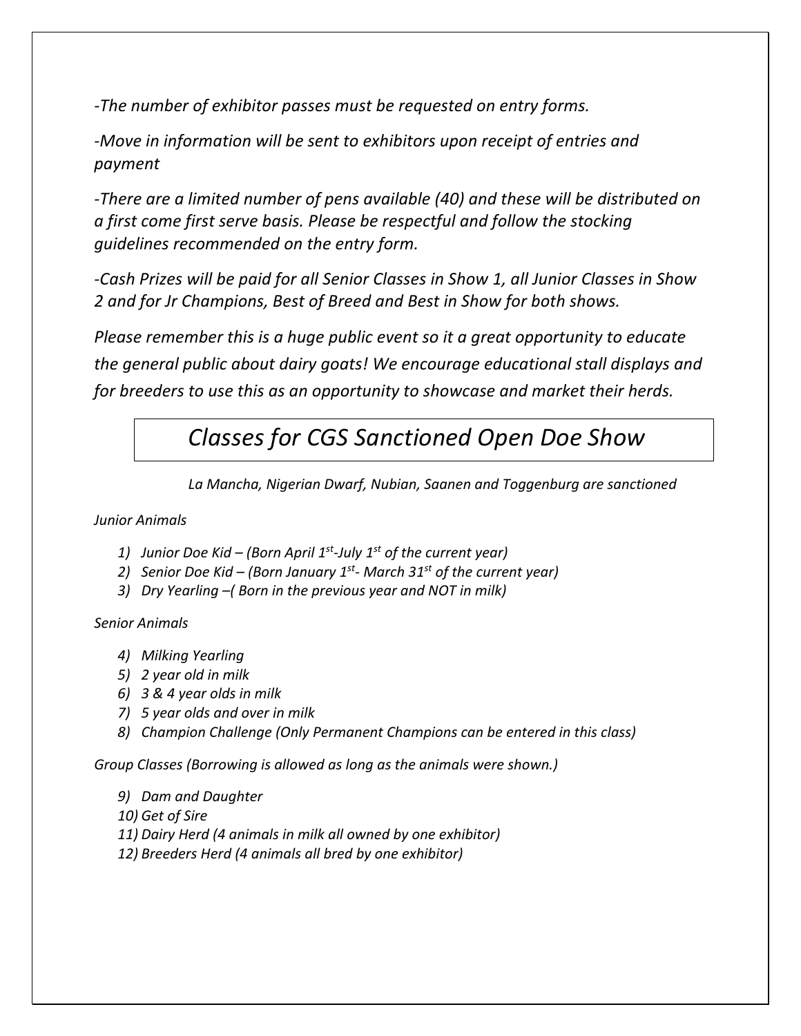*-The number of exhibitor passes must be requested on entry forms.*

*-Move in information will be sent to exhibitors upon receipt of entries and payment*

*-There are a limited number of pens available (40) and these will be distributed on a first come first serve basis. Please be respectful and follow the stocking guidelines recommended on the entry form.*

*-Cash Prizes will be paid for all Senior Classes in Show 1, all Junior Classes in Show 2 and for Jr Champions, Best of Breed and Best in Show for both shows.*

*Please remember this is a huge public event so it a great opportunity to educate the general public about dairy goats! We encourage educational stall displays and for breeders to use this as an opportunity to showcase and market their herds.*

## *Classes for CGS Sanctioned Open Doe Show*

*La Mancha, Nigerian Dwarf, Nubian, Saanen and Toggenburg are sanctioned*

*Junior Animals*

1) *Junior Doe Kid – (Born April 1st-July 1st of the current year)*
2) *Senior Doe Kid – (Born January 1st- March 31st of the current year)*
3) *Dry Yearling –( Born in the previous year and NOT in milk)*

*Senior Animals*

4) *Milking Yearling*
5) *2 year old in milk*
6) *3 & 4 year olds in milk*
7) *5 year olds and over in milk*
8) *Champion Challenge (Only Permanent Champions can be entered in this class)*

*Group Classes (Borrowing is allowed as long as the animals were shown.)*

9) *Dam and Daughter*
10) *Get of Sire*
11) *Dairy Herd (4 animals in milk all owned by one exhibitor)*
12) *Breeders Herd (4 animals all bred by one exhibitor)*